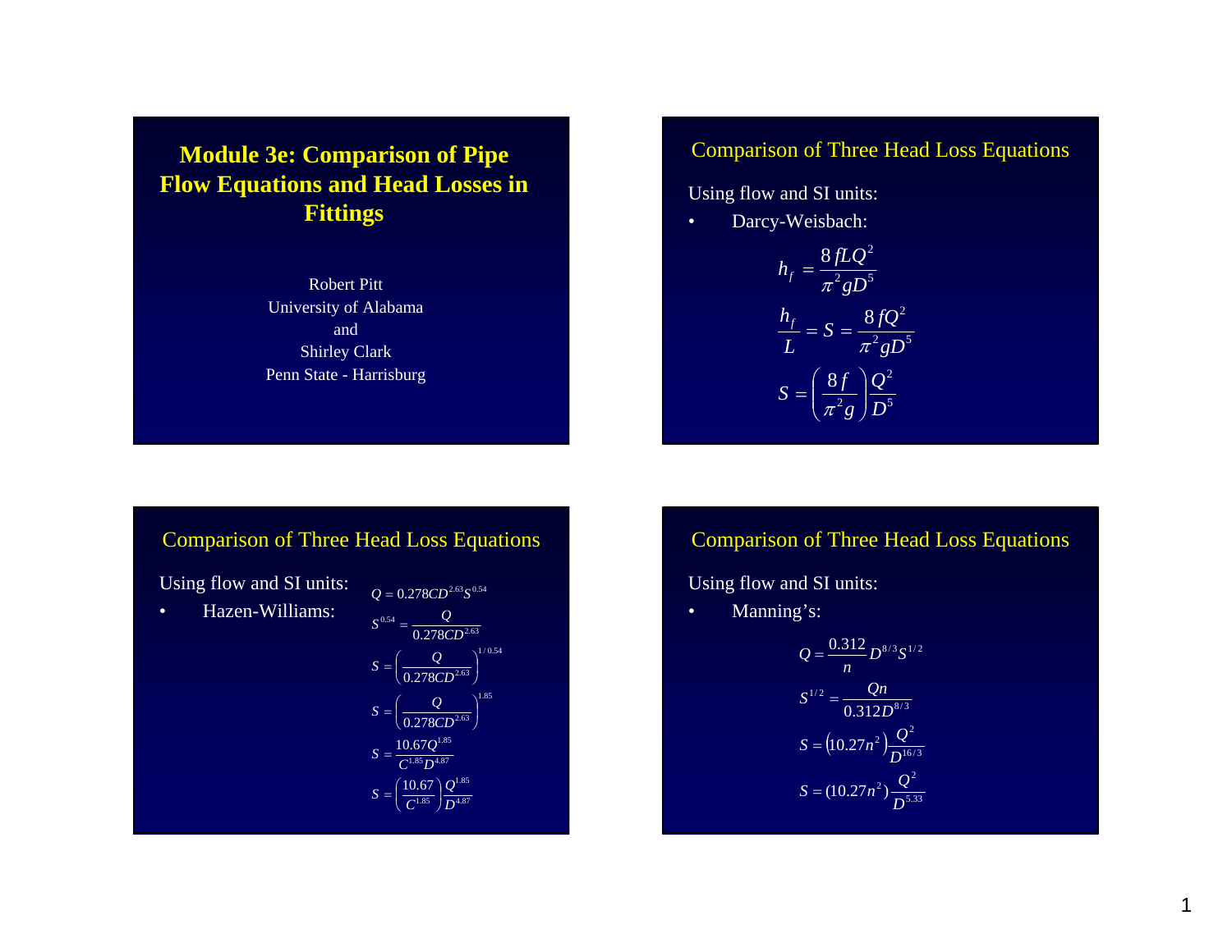# Module 3e: Comparison of Pipe Flow Equations and Head Losses in Fittings

Robert Pitt
University of Alabama
and
Shirley Clark
Penn State - Harrisburg

## Comparison of Three Head Loss Equations

Using flow and SI units:

- Darcy-Weisbach:

$$h_f = \frac{8fLQ^2}{\pi^2 g D^5}$$

$$\frac{h_f}{L} = S = \frac{8fQ^2}{\pi^2 g D^5}$$

$$S = \left(\frac{8f}{\pi^2 g}\right)\frac{Q^2}{D^5}$$

## Comparison of Three Head Loss Equations

Using flow and SI units:

- Hazen-Williams:

$$Q = 0.278CD^{2.63}S^{0.54}$$

$$S^{0.54} = \frac{Q}{0.278CD^{2.63}}$$

$$S = \left(\frac{Q}{0.278CD^{2.63}}\right)^{1/0.54}$$

$$S = \left(\frac{Q}{0.278CD^{2.63}}\right)^{1.85}$$

$$S = \frac{10.67Q^{1.85}}{C^{1.85}D^{4.87}}$$

$$S = \left(\frac{10.67}{C^{1.85}}\right)\frac{Q^{1.85}}{D^{4.87}}$$

## Comparison of Three Head Loss Equations

Using flow and SI units:

- Manning's:

$$Q = \frac{0.312}{n}D^{8/3}S^{1/2}$$

$$S^{1/2} = \frac{Qn}{0.312D^{8/3}}$$

$$S = \left(10.27n^2\right)\frac{Q^2}{D^{16/3}}$$

$$S = (10.27n^2)\frac{Q^2}{D^{5.33}}$$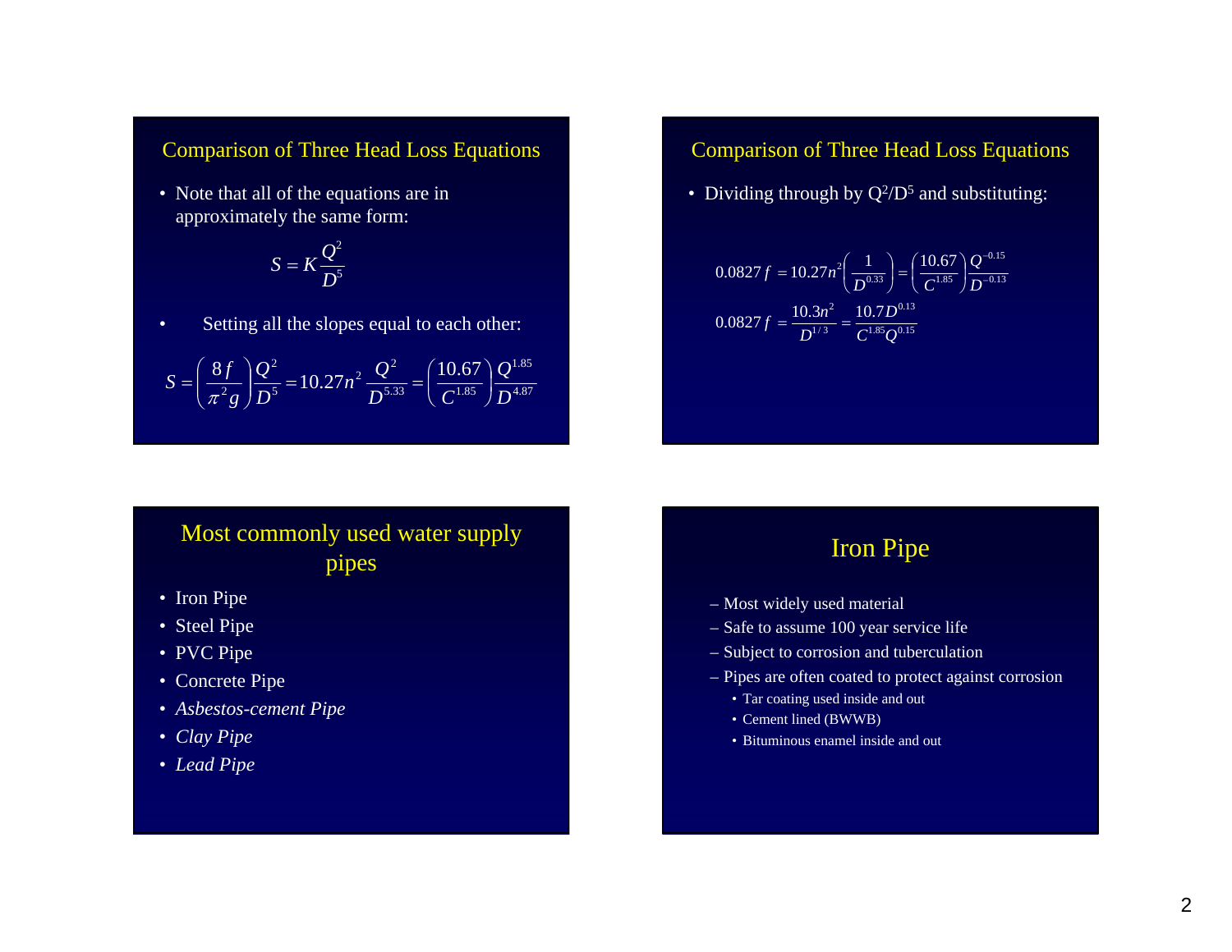## Comparison of Three Head Loss Equations

- Note that all of the equations are in approximately the same form:

$$S = K\frac{Q^2}{D^5}$$

- Setting all the slopes equal to each other:

$$S = \left(\frac{8f}{\pi^2 g}\right)\frac{Q^2}{D^5} = 10.27n^2\frac{Q^2}{D^{5.33}} = \left(\frac{10.67}{C^{1.85}}\right)\frac{Q^{1.85}}{D^{4.87}}$$

## Comparison of Three Head Loss Equations

- Dividing through by $Q^2/D^5$ and substituting:

$$0.0827f = 10.27n^2\left(\frac{1}{D^{0.33}}\right) = \left(\frac{10.67}{C^{1.85}}\right)\frac{Q^{-0.15}}{D^{-0.13}}$$

$$0.0827f = \frac{10.3n^2}{D^{1/3}} = \frac{10.7D^{0.13}}{C^{1.85}Q^{0.15}}$$

## Most commonly used water supply pipes

- Iron Pipe
- Steel Pipe
- PVC Pipe
- Concrete Pipe
- *Asbestos-cement Pipe*
- *Clay Pipe*
- *Lead Pipe*

## Iron Pipe

- Most widely used material
- Safe to assume 100 year service life
- Subject to corrosion and tuberculation
- Pipes are often coated to protect against corrosion
  - Tar coating used inside and out
  - Cement lined (BWWB)
  - Bituminous enamel inside and out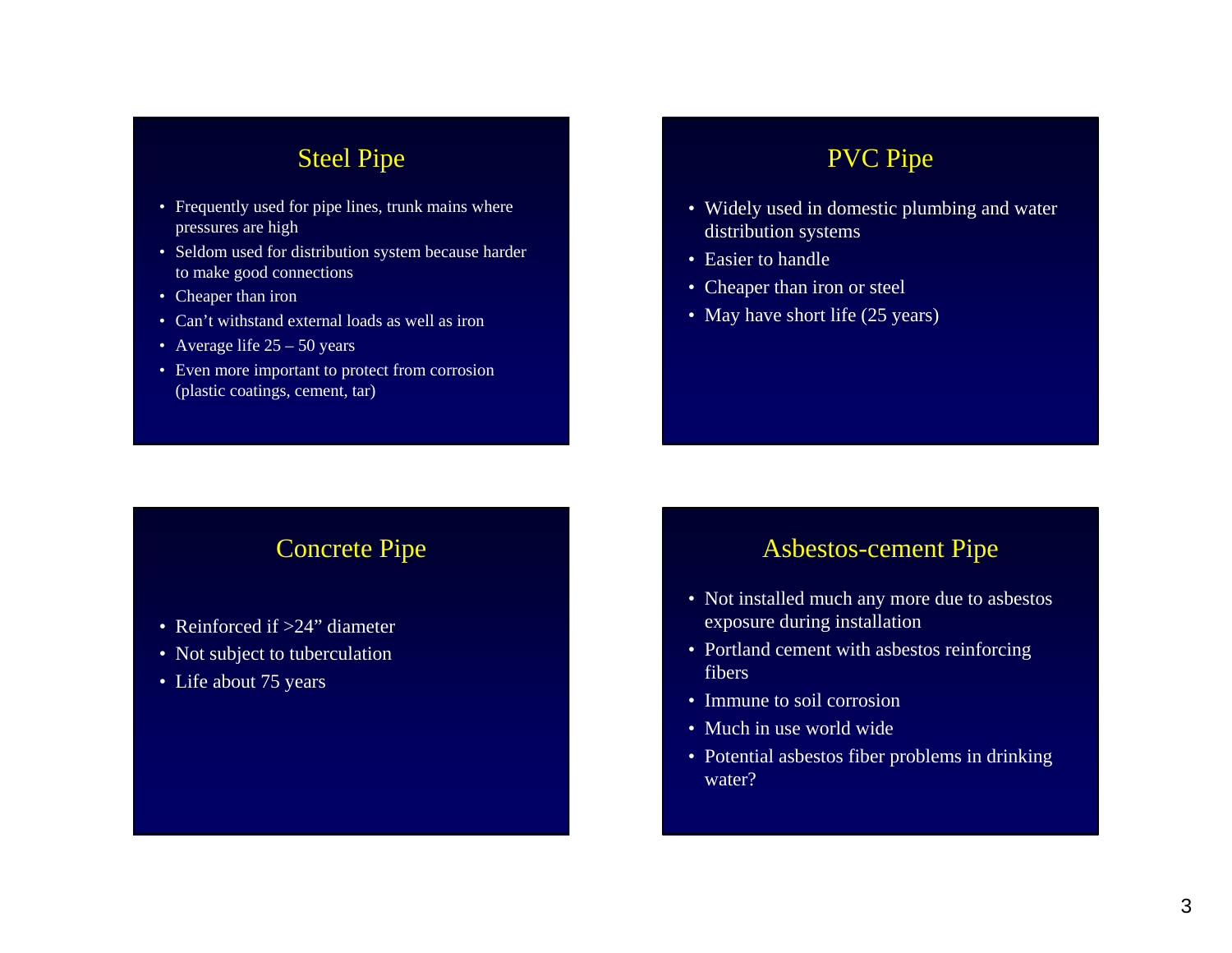## Steel Pipe

- Frequently used for pipe lines, trunk mains where pressures are high
- Seldom used for distribution system because harder to make good connections
- Cheaper than iron
- Can't withstand external loads as well as iron
- Average life 25 – 50 years
- Even more important to protect from corrosion (plastic coatings, cement, tar)

## PVC Pipe

- Widely used in domestic plumbing and water distribution systems
- Easier to handle
- Cheaper than iron or steel
- May have short life (25 years)

## Concrete Pipe

- Reinforced if >24" diameter
- Not subject to tuberculation
- Life about 75 years

## Asbestos-cement Pipe

- Not installed much any more due to asbestos exposure during installation
- Portland cement with asbestos reinforcing fibers
- Immune to soil corrosion
- Much in use world wide
- Potential asbestos fiber problems in drinking water?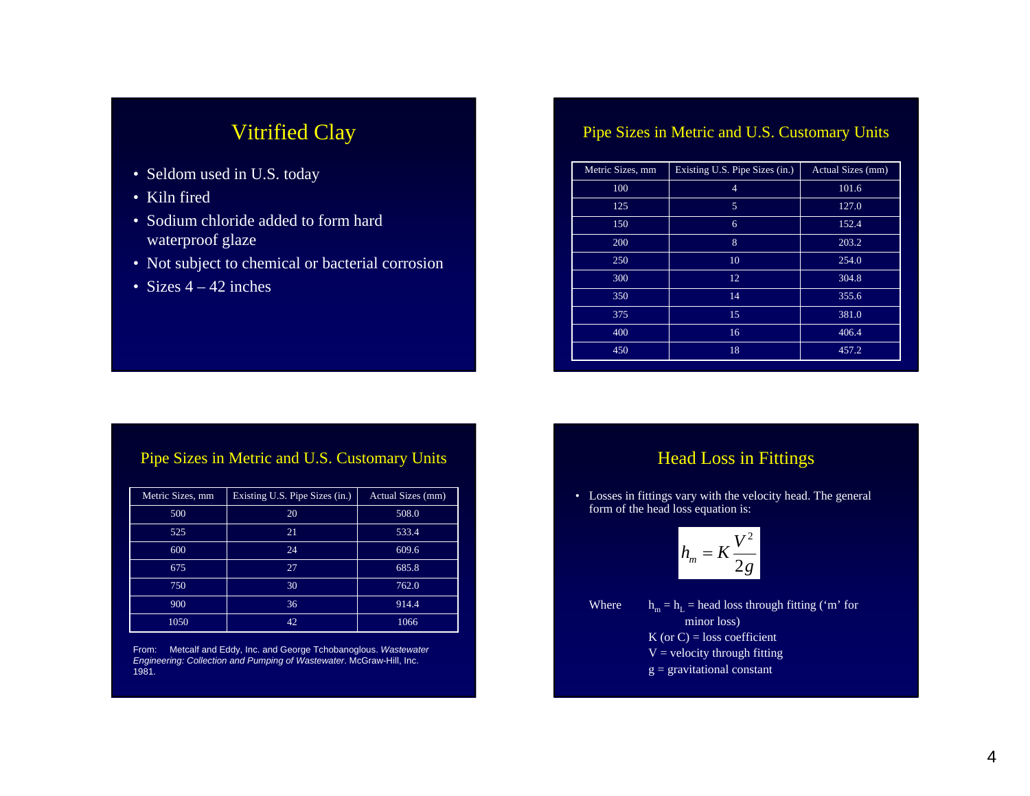## Vitrified Clay

- Seldom used in U.S. today
- Kiln fired
- Sodium chloride added to form hard waterproof glaze
- Not subject to chemical or bacterial corrosion
- Sizes 4 – 42 inches

## Pipe Sizes in Metric and U.S. Customary Units

| Metric Sizes, mm | Existing U.S. Pipe Sizes (in.) | Actual Sizes (mm) |
|---|---|---|
| 100 | 4 | 101.6 |
| 125 | 5 | 127.0 |
| 150 | 6 | 152.4 |
| 200 | 8 | 203.2 |
| 250 | 10 | 254.0 |
| 300 | 12 | 304.8 |
| 350 | 14 | 355.6 |
| 375 | 15 | 381.0 |
| 400 | 16 | 406.4 |
| 450 | 18 | 457.2 |

## Pipe Sizes in Metric and U.S. Customary Units

| Metric Sizes, mm | Existing U.S. Pipe Sizes (in.) | Actual Sizes (mm) |
|---|---|---|
| 500 | 20 | 508.0 |
| 525 | 21 | 533.4 |
| 600 | 24 | 609.6 |
| 675 | 27 | 685.8 |
| 750 | 30 | 762.0 |
| 900 | 36 | 914.4 |
| 1050 | 42 | 1066 |

From: Metcalf and Eddy, Inc. and George Tchobanoglous. *Wastewater Engineering: Collection and Pumping of Wastewater*. McGraw-Hill, Inc. 1981.

## Head Loss in Fittings

- Losses in fittings vary with the velocity head. The general form of the head loss equation is:

$$h_m = K\frac{V^2}{2g}$$

Where $h_m = h_L$ = head loss through fitting ('m' for minor loss)
$K$ (or $C$) = loss coefficient
$V$ = velocity through fitting
$g$ = gravitational constant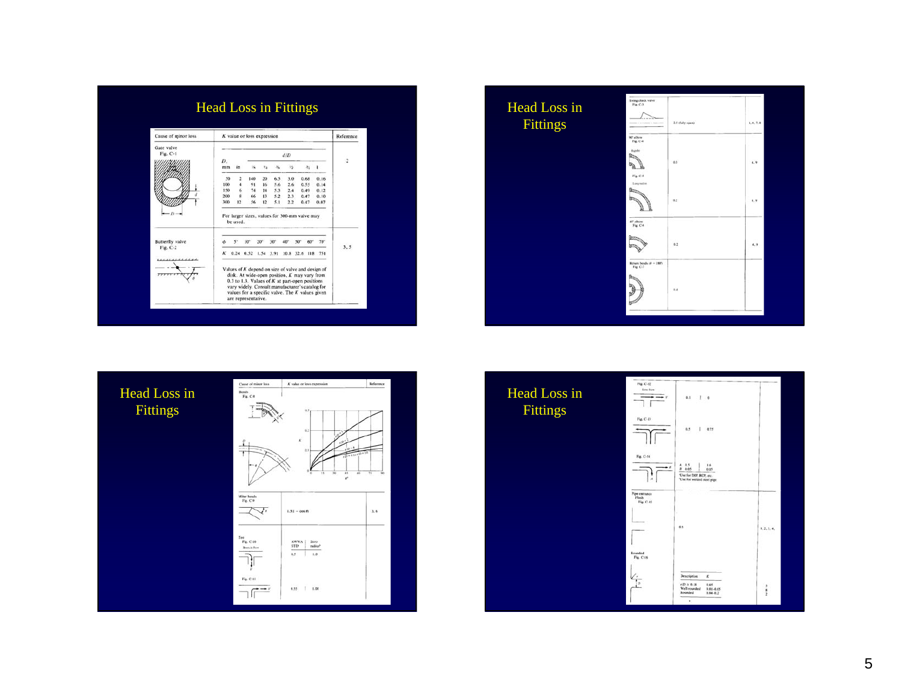## Head Loss in Fittings

| Cause of minor loss | K value or loss expression | | | | | | | | Reference |
|---|---|---|---|---|---|---|---|---|---|
| Gate valve Fig. C-1 | | | d/D | | | | | | 2 |
| | D, mm | in | ⅛ | ¼ | ⅜ | ½ | ¾ | 1 | |
| | 50 | 2 | 140 | 20 | 6.5 | 3.0 | 0.68 | 0.16 | |
| | 100 | 4 | 91 | 16 | 5.6 | 2.6 | 0.55 | 0.14 | |
| | 150 | 6 | 74 | 14 | 5.3 | 2.4 | 0.49 | 0.12 | |
| | 200 | 8 | 66 | 13 | 5.2 | 2.3 | 0.47 | 0.10 | |
| | 300 | 12 | 56 | 12 | 5.1 | 2.2 | 0.47 | 0.07 | |
| | For larger sizes, values for 300-mm valve may be used. | | | | | | | | |

| Cause of minor loss | K value or loss expression | | | | | | | | Reference |
|---|---|---|---|---|---|---|---|---|---|
| Butterfly valve Fig. C-2 | $\phi$ | 5° | 10° | 20° | 30° | 40° | 50° | 60° 70° | 3, 5 |
| | K | 0.24 | 0.52 | 1.54 | 3.91 | 10.8 | 32.6 | 118 751 | |

Values of K depend on size of valve and design of disk. At wide-open position, K may vary from 0.3 to 1.3. Values of K at part-open positions vary widely. Consult manufacturer's catalog for values for a specific valve. The K values given are representative.

## Head Loss in Fittings

| Cause of minor loss | K value or loss expression | Reference |
|---|---|---|
| Swing check valve Fig. C-3 | 2.5 (fully open) | 1, 4, 7, 8 |
| 90° elbow Fig. C-4 Regular | 0.3 | 4, 9 |
| Fig. C-5 Long radius | 0.2 | 4, 9 |
| 45° elbow Fig. C-6 | 0.2 | 4, 9 |
| Return bends ($\theta$ = 180°) Fig. C-7 | 0.4 | |

## Head Loss in Fittings

| Cause of minor loss | K value or loss expression | | Reference |
|---|---|---|---|
| Bends Fig. C-8 | (chart of K vs. $\theta°$ for r/D = 1, 2, 4, 6 to 10) | | |
| Miter bends Fig. C-9 | $1.51 - \cos\theta$ | | 3, 6 |
| Tee Fig. C-10 Branch flow | AWWA STD | Zero radius | |
| | 0.5 | 1.0 | |
| Fig. C-11 | 0.55 | 1.00 | |

## Head Loss in Fittings

| Cause of minor loss | K value or loss expression | | Reference |
|---|---|---|---|
| Fig. C-12 Line flow | 0.1 | 0 | |
| Fig. C-13 | 0.5 | 0.75 | |
| Fig. C-14 | A 0.5 / B 0.05 | 1.6 / 0.05 | |
| | Use for DIP, RCP, etc. Use for welded steel pipe | | |
| Pipe entrance Flush Fig. C-15 | 0.5 | | 1, 2, 3, 4, |
| Rounded Fig. C-16 | Description | K | |
| | r/D ≥ 0.18 | 0.05 | 3 |
| | Well rounded | 0.01-0.05 | 8 |
| | Rounded | 0.04-0.2 | 2 |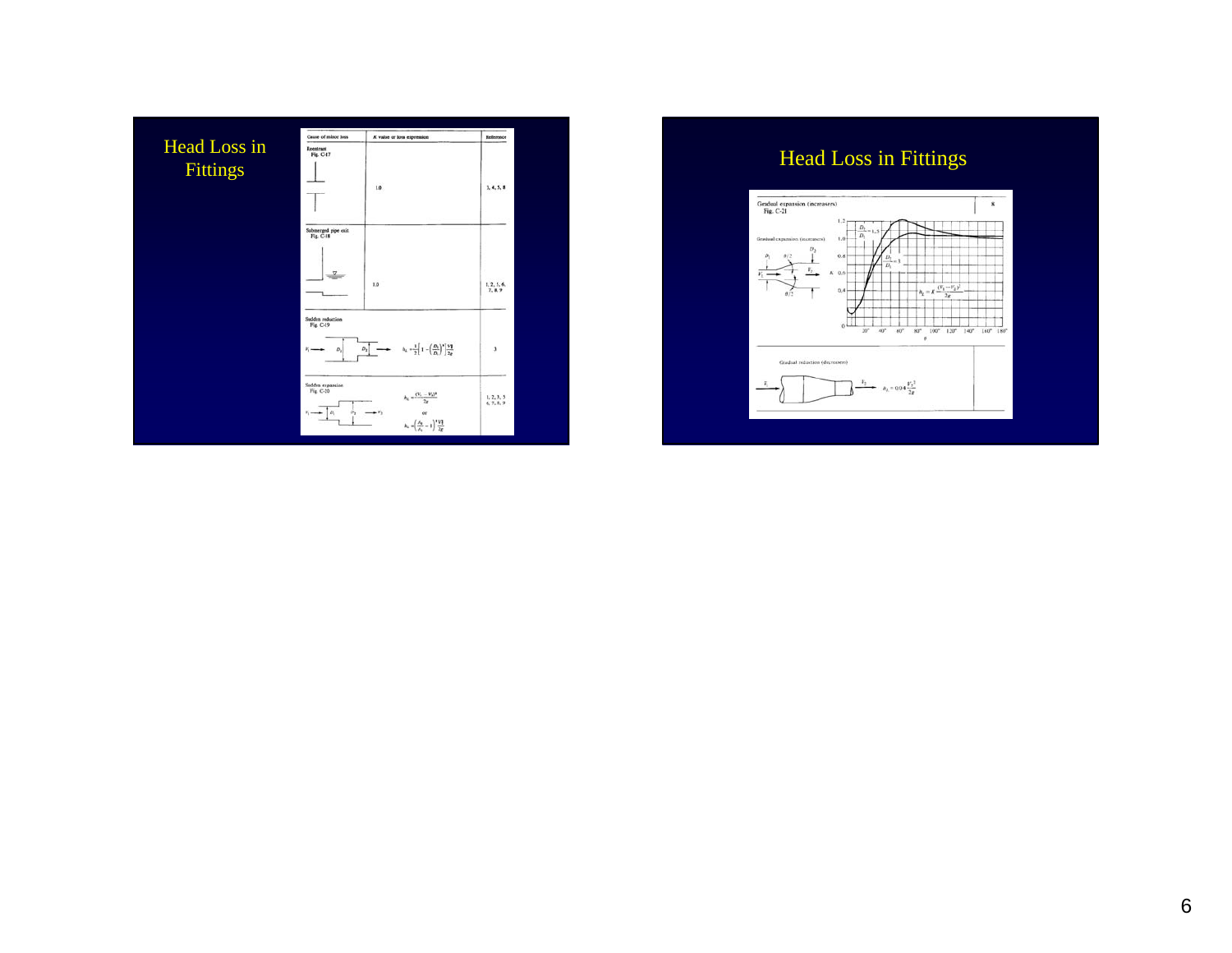## Head Loss in Fittings

| Cause of minor loss | K value or loss expression | Reference |
|---|---|---|
| Reentrant Fig. C-17 | 1.0 | 3, 4, 5, 8 |
| Submerged pipe exit Fig. C-18 | 1.0 | 1, 2, 5, 6, 7, 8, 9 |
| Sudden reduction Fig. C-19 | $h_L = \frac{1}{2}\left[1 - \left(\frac{D_2}{D_1}\right)^2\right]\frac{V_2^2}{2g}$ | 3 |
| Sudden expansion Fig. C-20 | $h_L = \frac{(V_1 - V_2)^2}{2g}$ or $h_L = \left(\frac{A_2}{A_1} - 1\right)^2 \frac{V_2^2}{2g}$ | 1, 2, 3, 5, 6, 7, 8, 9 |

## Head Loss in Fittings

| Cause of minor loss | K value or loss expression | Reference |
|---|---|---|
| Gradual expansion (increasers) Fig. C-21 | $h_L = K\frac{(V_1 - V_2)^2}{2g}$ | 8 |
| Gradual reduction (decreasers) | $h_L = 0.04\frac{V_2^2}{2g}$ | |

Gradual expansion (increasers)

$\frac{D_2}{D_1} = 1.5$

$\frac{D_2}{D_1} = 3$

K

1.2
1.0
0.8
0.6
0.4
0

20° 40° 60° 80° 100° 120° 140° 160° 180°

$\theta$